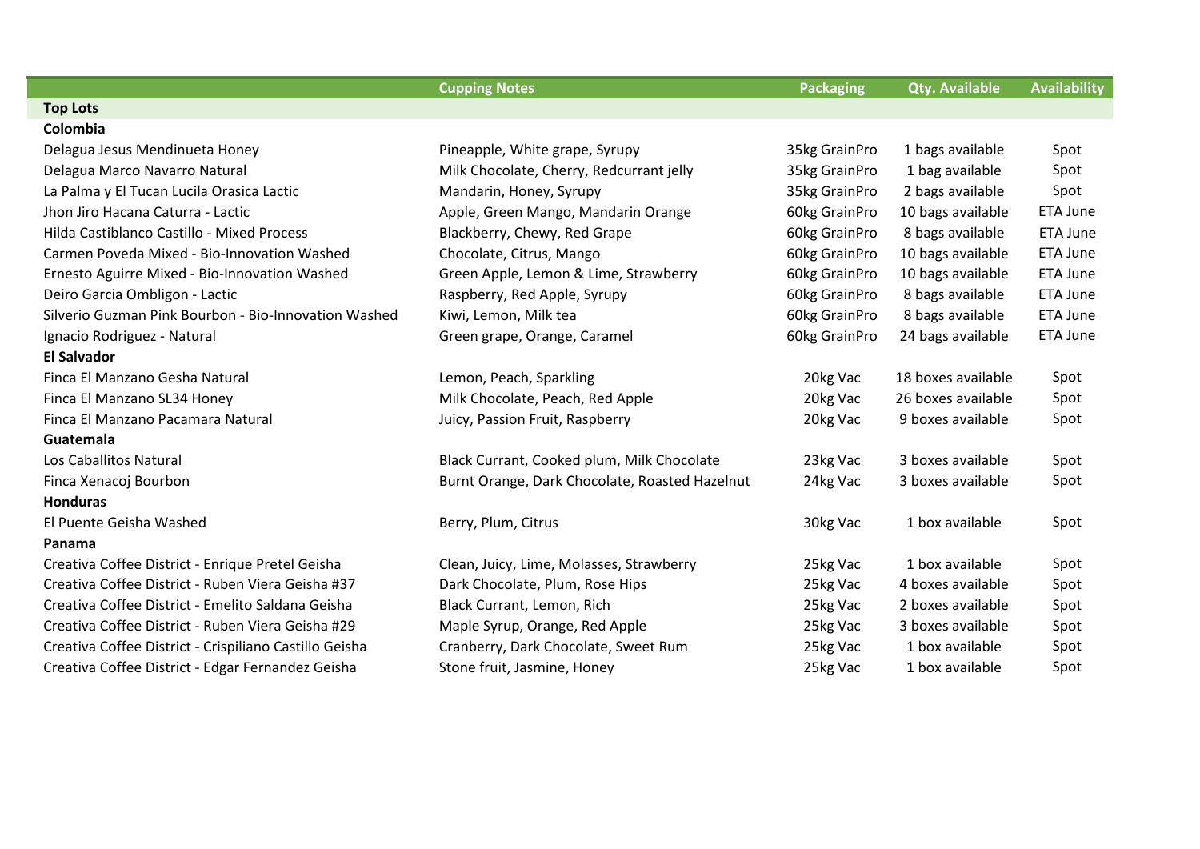| | Cupping Notes | Packaging | Qty. Available | Availability |
|---|---|---|---|---|
| **Top Lots** | | | | |
| **Colombia** | | | | |
| Delagua Jesus Mendinueta Honey | Pineapple, White grape, Syrupy | 35kg GrainPro | 1 bags available | Spot |
| Delagua Marco Navarro Natural | Milk Chocolate, Cherry, Redcurrant jelly | 35kg GrainPro | 1 bag available | Spot |
| La Palma y El Tucan Lucila Orasica Lactic | Mandarin, Honey, Syrupy | 35kg GrainPro | 2 bags available | Spot |
| Jhon Jiro Hacana Caturra - Lactic | Apple, Green Mango, Mandarin Orange | 60kg GrainPro | 10 bags available | ETA June |
| Hilda Castiblanco Castillo - Mixed Process | Blackberry, Chewy, Red Grape | 60kg GrainPro | 8 bags available | ETA June |
| Carmen Poveda Mixed - Bio-Innovation Washed | Chocolate, Citrus, Mango | 60kg GrainPro | 10 bags available | ETA June |
| Ernesto Aguirre Mixed - Bio-Innovation Washed | Green Apple, Lemon & Lime, Strawberry | 60kg GrainPro | 10 bags available | ETA June |
| Deiro Garcia Ombligon - Lactic | Raspberry, Red Apple, Syrupy | 60kg GrainPro | 8 bags available | ETA June |
| Silverio Guzman Pink Bourbon - Bio-Innovation Washed | Kiwi, Lemon, Milk tea | 60kg GrainPro | 8 bags available | ETA June |
| Ignacio Rodriguez - Natural | Green grape, Orange, Caramel | 60kg GrainPro | 24 bags available | ETA June |
| **El Salvador** | | | | |
| Finca El Manzano Gesha Natural | Lemon, Peach, Sparkling | 20kg Vac | 18 boxes available | Spot |
| Finca El Manzano SL34 Honey | Milk Chocolate, Peach, Red Apple | 20kg Vac | 26 boxes available | Spot |
| Finca El Manzano Pacamara Natural | Juicy, Passion Fruit, Raspberry | 20kg Vac | 9 boxes available | Spot |
| **Guatemala** | | | | |
| Los Caballitos Natural | Black Currant, Cooked plum, Milk Chocolate | 23kg Vac | 3 boxes available | Spot |
| Finca Xenacoj Bourbon | Burnt Orange, Dark Chocolate, Roasted Hazelnut | 24kg Vac | 3 boxes available | Spot |
| **Honduras** | | | | |
| El Puente Geisha Washed | Berry, Plum, Citrus | 30kg Vac | 1 box available | Spot |
| **Panama** | | | | |
| Creativa Coffee District - Enrique Pretel Geisha | Clean, Juicy, Lime, Molasses, Strawberry | 25kg Vac | 1 box available | Spot |
| Creativa Coffee District - Ruben Viera Geisha #37 | Dark Chocolate, Plum, Rose Hips | 25kg Vac | 4 boxes available | Spot |
| Creativa Coffee District - Emelito Saldana Geisha | Black Currant, Lemon, Rich | 25kg Vac | 2 boxes available | Spot |
| Creativa Coffee District - Ruben Viera Geisha #29 | Maple Syrup, Orange, Red Apple | 25kg Vac | 3 boxes available | Spot |
| Creativa Coffee District - Crispiliano Castillo Geisha | Cranberry, Dark Chocolate, Sweet Rum | 25kg Vac | 1 box available | Spot |
| Creativa Coffee District - Edgar Fernandez Geisha | Stone fruit, Jasmine, Honey | 25kg Vac | 1 box available | Spot |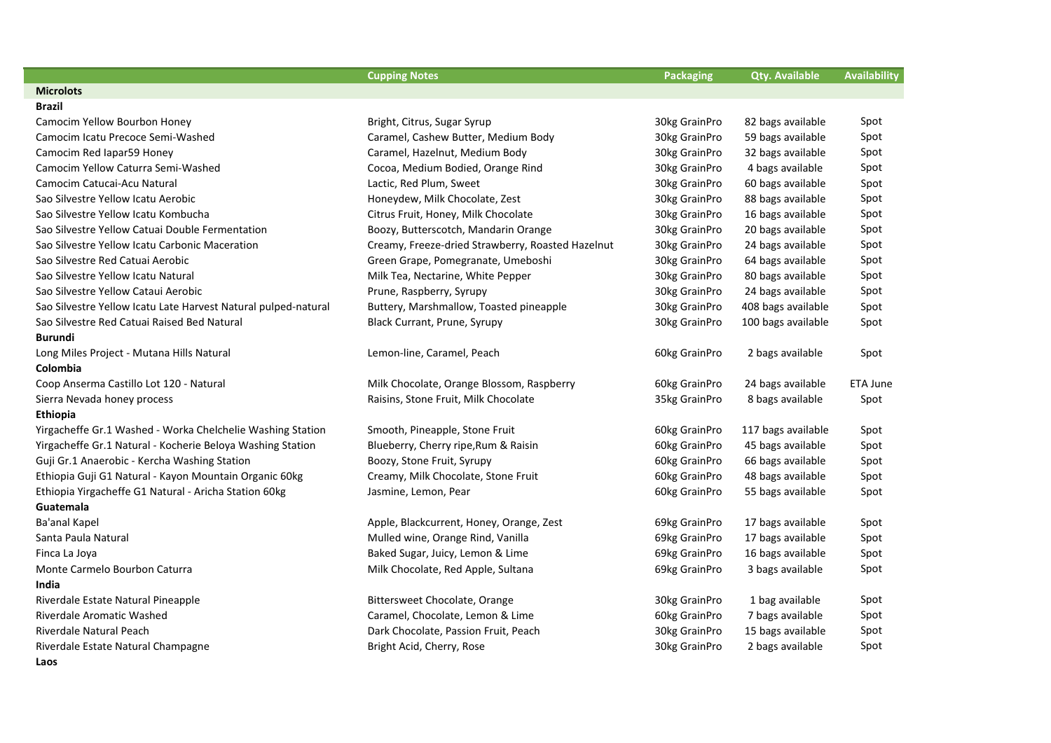| | Cupping Notes | Packaging | Qty. Available | Availability |
|---|---|---|---|---|
| **Microlots** | | | | |
| **Brazil** | | | | |
| Camocim Yellow Bourbon Honey | Bright, Citrus, Sugar Syrup | 30kg GrainPro | 82 bags available | Spot |
| Camocim Icatu Precoce Semi-Washed | Caramel, Cashew Butter, Medium Body | 30kg GrainPro | 59 bags available | Spot |
| Camocim Red Iapar59 Honey | Caramel, Hazelnut, Medium Body | 30kg GrainPro | 32 bags available | Spot |
| Camocim Yellow Caturra Semi-Washed | Cocoa, Medium Bodied, Orange Rind | 30kg GrainPro | 4 bags available | Spot |
| Camocim Catucai-Acu Natural | Lactic, Red Plum, Sweet | 30kg GrainPro | 60 bags available | Spot |
| Sao Silvestre Yellow Icatu Aerobic | Honeydew, Milk Chocolate, Zest | 30kg GrainPro | 88 bags available | Spot |
| Sao Silvestre Yellow Icatu Kombucha | Citrus Fruit, Honey, Milk Chocolate | 30kg GrainPro | 16 bags available | Spot |
| Sao Silvestre Yellow Catuai Double Fermentation | Boozy, Butterscotch, Mandarin Orange | 30kg GrainPro | 20 bags available | Spot |
| Sao Silvestre Yellow Icatu Carbonic Maceration | Creamy, Freeze-dried Strawberry, Roasted Hazelnut | 30kg GrainPro | 24 bags available | Spot |
| Sao Silvestre Red Catuai Aerobic | Green Grape, Pomegranate, Umeboshi | 30kg GrainPro | 64 bags available | Spot |
| Sao Silvestre Yellow Icatu Natural | Milk Tea, Nectarine, White Pepper | 30kg GrainPro | 80 bags available | Spot |
| Sao Silvestre Yellow Cataui Aerobic | Prune, Raspberry, Syrupy | 30kg GrainPro | 24 bags available | Spot |
| Sao Silvestre Yellow Icatu Late Harvest Natural pulped-natural | Buttery, Marshmallow, Toasted pineapple | 30kg GrainPro | 408 bags available | Spot |
| Sao Silvestre Red Catuai Raised Bed Natural | Black Currant, Prune, Syrupy | 30kg GrainPro | 100 bags available | Spot |
| **Burundi** | | | | |
| Long Miles Project - Mutana Hills Natural | Lemon-line, Caramel, Peach | 60kg GrainPro | 2 bags available | Spot |
| **Colombia** | | | | |
| Coop Anserma Castillo Lot 120 - Natural | Milk Chocolate, Orange Blossom, Raspberry | 60kg GrainPro | 24 bags available | ETA June |
| Sierra Nevada honey process | Raisins, Stone Fruit, Milk Chocolate | 35kg GrainPro | 8 bags available | Spot |
| **Ethiopia** | | | | |
| Yirgacheffe Gr.1 Washed - Worka Chelchelie Washing Station | Smooth, Pineapple, Stone Fruit | 60kg GrainPro | 117 bags available | Spot |
| Yirgacheffe Gr.1 Natural - Kocherie Beloya Washing Station | Blueberry, Cherry ripe,Rum & Raisin | 60kg GrainPro | 45 bags available | Spot |
| Guji Gr.1 Anaerobic - Kercha Washing Station | Boozy, Stone Fruit, Syrupy | 60kg GrainPro | 66 bags available | Spot |
| Ethiopia Guji G1 Natural - Kayon Mountain Organic 60kg | Creamy, Milk Chocolate, Stone Fruit | 60kg GrainPro | 48 bags available | Spot |
| Ethiopia Yirgacheffe G1 Natural - Aricha Station 60kg | Jasmine, Lemon, Pear | 60kg GrainPro | 55 bags available | Spot |
| **Guatemala** | | | | |
| Ba'anal Kapel | Apple, Blackcurrent, Honey, Orange, Zest | 69kg GrainPro | 17 bags available | Spot |
| Santa Paula Natural | Mulled wine, Orange Rind, Vanilla | 69kg GrainPro | 17 bags available | Spot |
| Finca La Joya | Baked Sugar, Juicy, Lemon & Lime | 69kg GrainPro | 16 bags available | Spot |
| Monte Carmelo Bourbon Caturra | Milk Chocolate, Red Apple, Sultana | 69kg GrainPro | 3 bags available | Spot |
| **India** | | | | |
| Riverdale Estate Natural Pineapple | Bittersweet Chocolate, Orange | 30kg GrainPro | 1 bag available | Spot |
| Riverdale Aromatic Washed | Caramel, Chocolate, Lemon & Lime | 60kg GrainPro | 7 bags available | Spot |
| Riverdale Natural Peach | Dark Chocolate, Passion Fruit, Peach | 30kg GrainPro | 15 bags available | Spot |
| Riverdale Estate Natural Champagne | Bright Acid, Cherry, Rose | 30kg GrainPro | 2 bags available | Spot |
| **Laos** | | | | |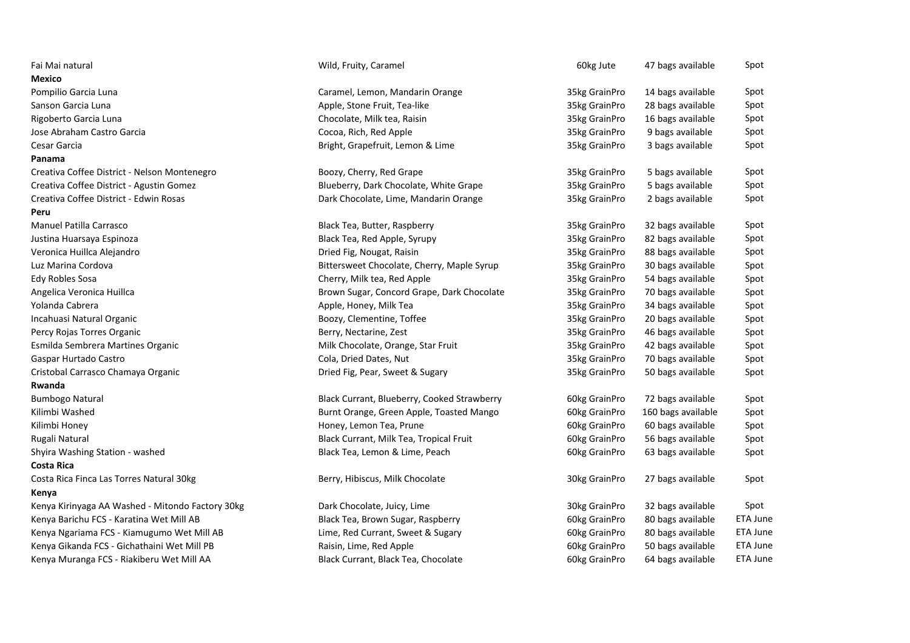| | | | | |
|---|---|---|---|---|
| Fai Mai natural | Wild, Fruity, Caramel | 60kg Jute | 47 bags available | Spot |
| **Mexico** | | | | |
| Pompilio Garcia Luna | Caramel, Lemon, Mandarin Orange | 35kg GrainPro | 14 bags available | Spot |
| Sanson Garcia Luna | Apple, Stone Fruit, Tea-like | 35kg GrainPro | 28 bags available | Spot |
| Rigoberto Garcia Luna | Chocolate, Milk tea, Raisin | 35kg GrainPro | 16 bags available | Spot |
| Jose Abraham Castro Garcia | Cocoa, Rich, Red Apple | 35kg GrainPro | 9 bags available | Spot |
| Cesar Garcia | Bright, Grapefruit, Lemon & Lime | 35kg GrainPro | 3 bags available | Spot |
| **Panama** | | | | |
| Creativa Coffee District - Nelson Montenegro | Boozy, Cherry, Red Grape | 35kg GrainPro | 5 bags available | Spot |
| Creativa Coffee District - Agustin Gomez | Blueberry, Dark Chocolate, White Grape | 35kg GrainPro | 5 bags available | Spot |
| Creativa Coffee District - Edwin Rosas | Dark Chocolate, Lime, Mandarin Orange | 35kg GrainPro | 2 bags available | Spot |
| **Peru** | | | | |
| Manuel Patilla Carrasco | Black Tea, Butter, Raspberry | 35kg GrainPro | 32 bags available | Spot |
| Justina Huarsaya Espinoza | Black Tea, Red Apple, Syrupy | 35kg GrainPro | 82 bags available | Spot |
| Veronica Huillca Alejandro | Dried Fig, Nougat, Raisin | 35kg GrainPro | 88 bags available | Spot |
| Luz Marina Cordova | Bittersweet Chocolate, Cherry, Maple Syrup | 35kg GrainPro | 30 bags available | Spot |
| Edy Robles Sosa | Cherry, Milk tea, Red Apple | 35kg GrainPro | 54 bags available | Spot |
| Angelica Veronica Huillca | Brown Sugar, Concord Grape, Dark Chocolate | 35kg GrainPro | 70 bags available | Spot |
| Yolanda Cabrera | Apple, Honey, Milk Tea | 35kg GrainPro | 34 bags available | Spot |
| Incahuasi Natural Organic | Boozy, Clementine, Toffee | 35kg GrainPro | 20 bags available | Spot |
| Percy Rojas Torres Organic | Berry, Nectarine, Zest | 35kg GrainPro | 46 bags available | Spot |
| Esmilda Sembrera Martines Organic | Milk Chocolate, Orange, Star Fruit | 35kg GrainPro | 42 bags available | Spot |
| Gaspar Hurtado Castro | Cola, Dried Dates, Nut | 35kg GrainPro | 70 bags available | Spot |
| Cristobal Carrasco Chamaya Organic | Dried Fig, Pear, Sweet & Sugary | 35kg GrainPro | 50 bags available | Spot |
| **Rwanda** | | | | |
| Bumbogo Natural | Black Currant, Blueberry, Cooked Strawberry | 60kg GrainPro | 72 bags available | Spot |
| Kilimbi Washed | Burnt Orange, Green Apple, Toasted Mango | 60kg GrainPro | 160 bags available | Spot |
| Kilimbi Honey | Honey, Lemon Tea, Prune | 60kg GrainPro | 60 bags available | Spot |
| Rugali Natural | Black Currant, Milk Tea, Tropical Fruit | 60kg GrainPro | 56 bags available | Spot |
| Shyira Washing Station - washed | Black Tea, Lemon & Lime, Peach | 60kg GrainPro | 63 bags available | Spot |
| **Costa Rica** | | | | |
| Costa Rica Finca Las Torres Natural 30kg | Berry, Hibiscus, Milk Chocolate | 30kg GrainPro | 27 bags available | Spot |
| **Kenya** | | | | |
| Kenya Kirinyaga AA Washed - Mitondo Factory 30kg | Dark Chocolate, Juicy, Lime | 30kg GrainPro | 32 bags available | Spot |
| Kenya Barichu FCS - Karatina Wet Mill AB | Black Tea, Brown Sugar, Raspberry | 60kg GrainPro | 80 bags available | ETA June |
| Kenya Ngariama FCS - Kiamugumo Wet Mill AB | Lime, Red Currant, Sweet & Sugary | 60kg GrainPro | 80 bags available | ETA June |
| Kenya Gikanda FCS - Gichathaini Wet Mill PB | Raisin, Lime, Red Apple | 60kg GrainPro | 50 bags available | ETA June |
| Kenya Muranga FCS - Riakiberu Wet Mill AA | Black Currant, Black Tea, Chocolate | 60kg GrainPro | 64 bags available | ETA June |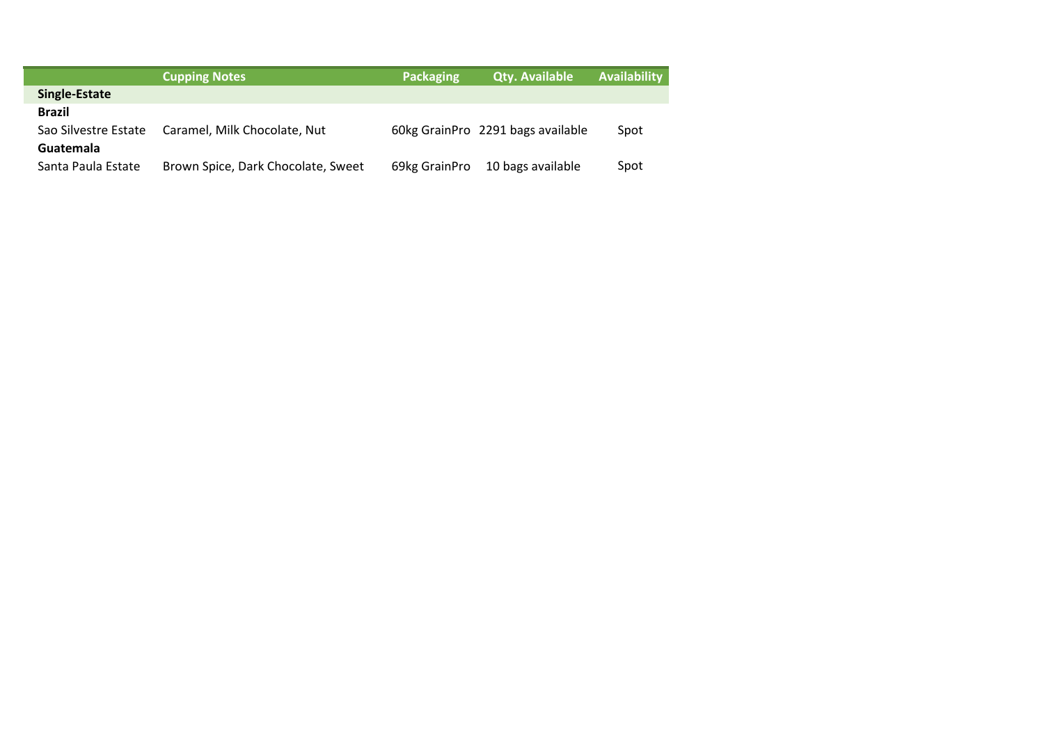| | Cupping Notes | Packaging | Qty. Available | Availability |
|---|---|---|---|---|
| **Single-Estate** | | | | |
| **Brazil** | | | | |
| Sao Silvestre Estate | Caramel, Milk Chocolate, Nut | 60kg GrainPro | 2291 bags available | Spot |
| **Guatemala** | | | | |
| Santa Paula Estate | Brown Spice, Dark Chocolate, Sweet | 69kg GrainPro | 10 bags available | Spot |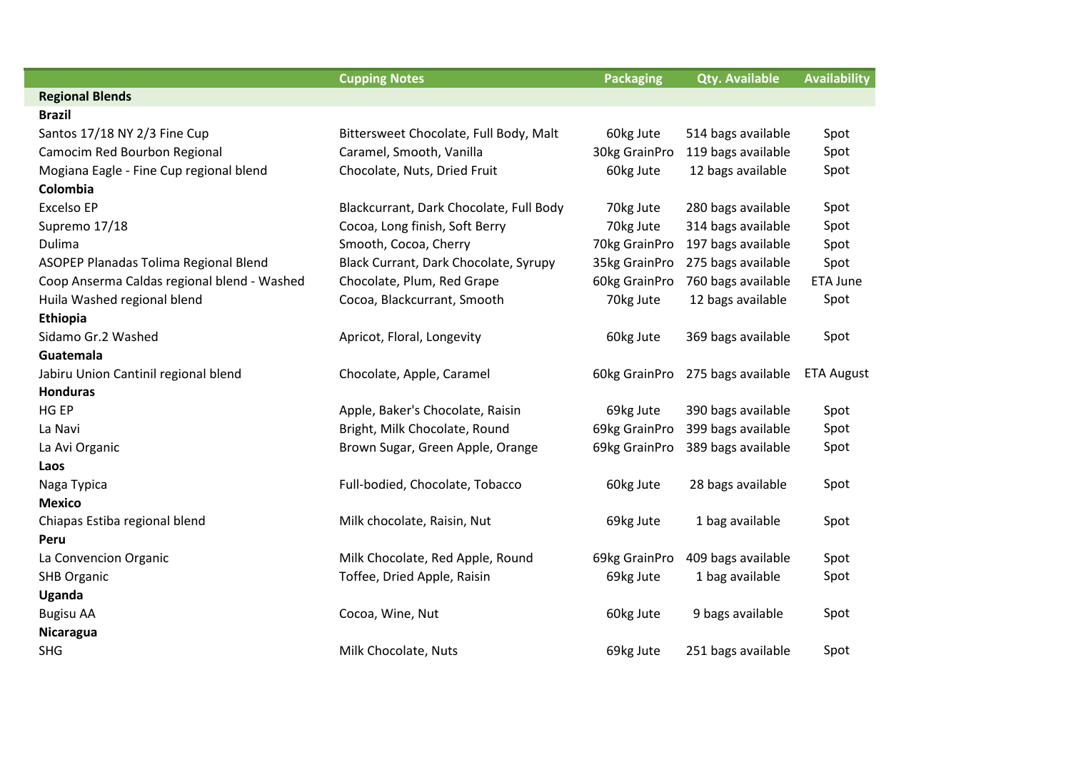| | Cupping Notes | Packaging | Qty. Available | Availability |
|---|---|---|---|---|
| **Regional Blends** | | | | |
| **Brazil** | | | | |
| Santos 17/18 NY 2/3 Fine Cup | Bittersweet Chocolate, Full Body, Malt | 60kg Jute | 514 bags available | Spot |
| Camocim Red Bourbon Regional | Caramel, Smooth, Vanilla | 30kg GrainPro | 119 bags available | Spot |
| Mogiana Eagle - Fine Cup regional blend | Chocolate, Nuts, Dried Fruit | 60kg Jute | 12 bags available | Spot |
| **Colombia** | | | | |
| Excelso EP | Blackcurrant, Dark Chocolate, Full Body | 70kg Jute | 280 bags available | Spot |
| Supremo 17/18 | Cocoa, Long finish, Soft Berry | 70kg Jute | 314 bags available | Spot |
| Dulima | Smooth, Cocoa, Cherry | 70kg GrainPro | 197 bags available | Spot |
| ASOPEP Planadas Tolima Regional Blend | Black Currant, Dark Chocolate, Syrupy | 35kg GrainPro | 275 bags available | Spot |
| Coop Anserma Caldas regional blend - Washed | Chocolate, Plum, Red Grape | 60kg GrainPro | 760 bags available | ETA June |
| Huila Washed regional blend | Cocoa, Blackcurrant, Smooth | 70kg Jute | 12 bags available | Spot |
| **Ethiopia** | | | | |
| Sidamo Gr.2 Washed | Apricot, Floral, Longevity | 60kg Jute | 369 bags available | Spot |
| **Guatemala** | | | | |
| Jabiru Union Cantinil regional blend | Chocolate, Apple, Caramel | 60kg GrainPro | 275 bags available | ETA August |
| **Honduras** | | | | |
| HG EP | Apple, Baker's Chocolate, Raisin | 69kg Jute | 390 bags available | Spot |
| La Navi | Bright, Milk Chocolate, Round | 69kg GrainPro | 399 bags available | Spot |
| La Avi Organic | Brown Sugar, Green Apple, Orange | 69kg GrainPro | 389 bags available | Spot |
| **Laos** | | | | |
| Naga Typica | Full-bodied, Chocolate, Tobacco | 60kg Jute | 28 bags available | Spot |
| **Mexico** | | | | |
| Chiapas Estiba regional blend | Milk chocolate, Raisin, Nut | 69kg Jute | 1 bag available | Spot |
| **Peru** | | | | |
| La Convencion Organic | Milk Chocolate, Red Apple, Round | 69kg GrainPro | 409 bags available | Spot |
| SHB Organic | Toffee, Dried Apple, Raisin | 69kg Jute | 1 bag available | Spot |
| **Uganda** | | | | |
| Bugisu AA | Cocoa, Wine, Nut | 60kg Jute | 9 bags available | Spot |
| **Nicaragua** | | | | |
| SHG | Milk Chocolate, Nuts | 69kg Jute | 251 bags available | Spot |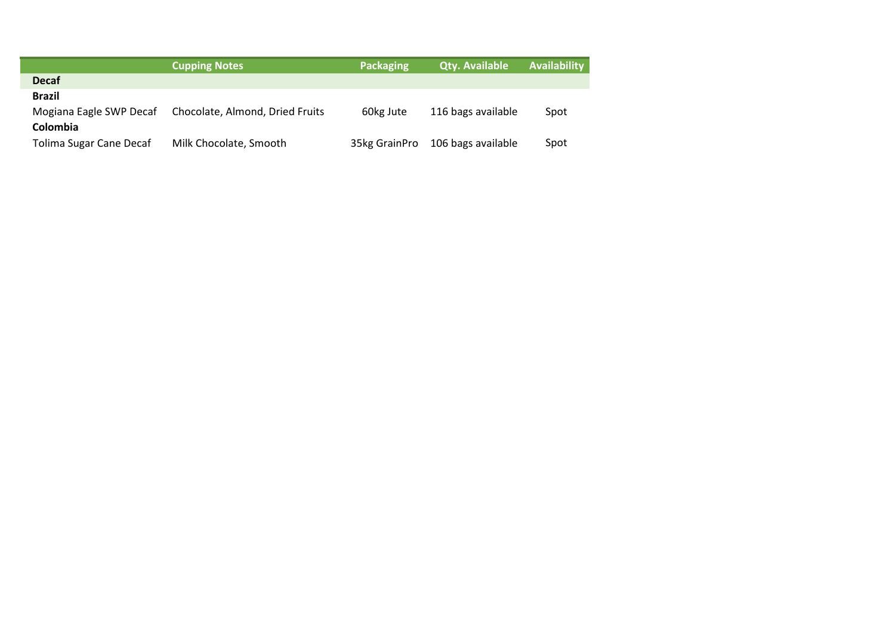| | Cupping Notes | Packaging | Qty. Available | Availability |
|---|---|---|---|---|
| **Decaf** | | | | |
| **Brazil** | | | | |
| Mogiana Eagle SWP Decaf | Chocolate, Almond, Dried Fruits | 60kg Jute | 116 bags available | Spot |
| **Colombia** | | | | |
| Tolima Sugar Cane Decaf | Milk Chocolate, Smooth | 35kg GrainPro | 106 bags available | Spot |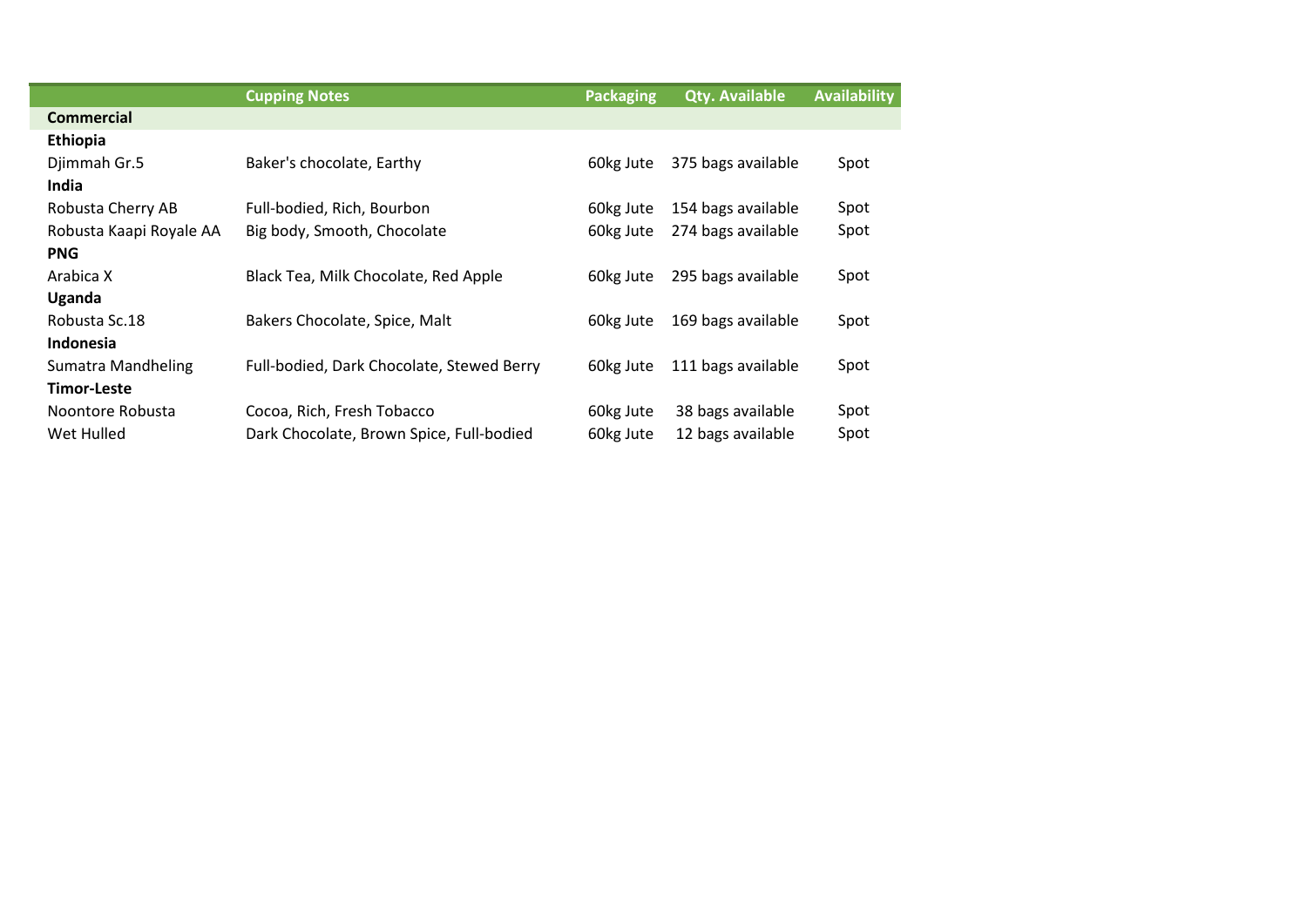| | Cupping Notes | Packaging | Qty. Available | Availability |
|---|---|---|---|---|
| **Commercial** | | | | |
| **Ethiopia** | | | | |
| Djimmah Gr.5 | Baker's chocolate, Earthy | 60kg Jute | 375 bags available | Spot |
| **India** | | | | |
| Robusta Cherry AB | Full-bodied, Rich, Bourbon | 60kg Jute | 154 bags available | Spot |
| Robusta Kaapi Royale AA | Big body, Smooth, Chocolate | 60kg Jute | 274 bags available | Spot |
| **PNG** | | | | |
| Arabica X | Black Tea, Milk Chocolate, Red Apple | 60kg Jute | 295 bags available | Spot |
| **Uganda** | | | | |
| Robusta Sc.18 | Bakers Chocolate, Spice, Malt | 60kg Jute | 169 bags available | Spot |
| **Indonesia** | | | | |
| Sumatra Mandheling | Full-bodied, Dark Chocolate, Stewed Berry | 60kg Jute | 111 bags available | Spot |
| **Timor-Leste** | | | | |
| Noontore Robusta | Cocoa, Rich, Fresh Tobacco | 60kg Jute | 38 bags available | Spot |
| Wet Hulled | Dark Chocolate, Brown Spice, Full-bodied | 60kg Jute | 12 bags available | Spot |